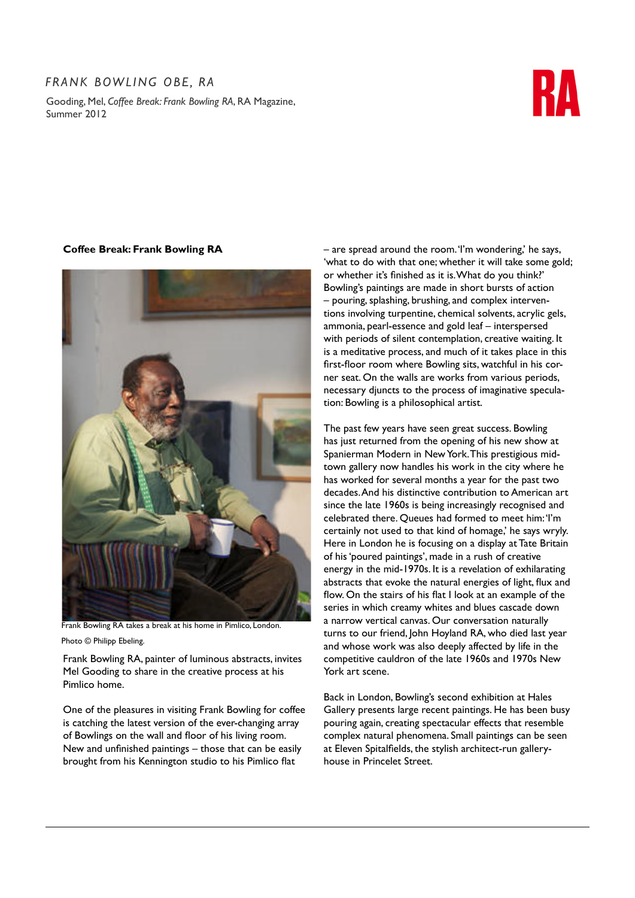*FRANK BOWLING OBE, RA*

Gooding, Mel, *Coffee Break: Frank Bowling RA*, RA Magazine, Summer 2012

**Coffee Break: Frank Bowling RA**

Frank Bowling RA takes a break at his home in Pimlico, London.

Photo © Philipp Ebeling.

Frank Bowling RA, painter of luminous abstracts, invites Mel Gooding to share in the creative process at his Pimlico home.

One of the pleasures in visiting Frank Bowling for coffee is catching the latest version of the ever-changing array of Bowlings on the wall and floor of his living room. New and unfinished paintings – those that can be easily brought from his Kennington studio to his Pimlico flat – are spread around the room. 'I'm wondering,' he says, 'what to do with that one; whether it will take some gold; or whether it's finished as it is. What do you think?' Bowling's paintings are made in short bursts of action – pouring, splashing, brushing, and complex interventions involving turpentine, chemical solvents, acrylic gels, ammonia, pearl-essence and gold leaf – interspersed with periods of silent contemplation, creative waiting. It is a meditative process, and much of it takes place in this first-floor room where Bowling sits, watchful in his corner seat. On the walls are works from various periods, necessary djuncts to the process of imaginative speculation: Bowling is a philosophical artist.

The past few years have seen great success. Bowling has just returned from the opening of his new show at Spanierman Modern in New York. This prestigious midtown gallery now handles his work in the city where he has worked for several months a year for the past two decades. And his distinctive contribution to American art since the late 1960s is being increasingly recognised and celebrated there. Queues had formed to meet him: 'I'm certainly not used to that kind of homage,' he says wryly. Here in London he is focusing on a display at Tate Britain of his 'poured paintings', made in a rush of creative energy in the mid-1970s. It is a revelation of exhilarating abstracts that evoke the natural energies of light, flux and flow. On the stairs of his flat I look at an example of the series in which creamy whites and blues cascade down a narrow vertical canvas. Our conversation naturally turns to our friend, John Hoyland RA, who died last year and whose work was also deeply affected by life in the competitive cauldron of the late 1960s and 1970s New York art scene.

Back in London, Bowling's second exhibition at Hales Gallery presents large recent paintings. He has been busy pouring again, creating spectacular effects that resemble complex natural phenomena. Small paintings can be seen at Eleven Spitalfields, the stylish architect-run gallery-house in Princelet Street.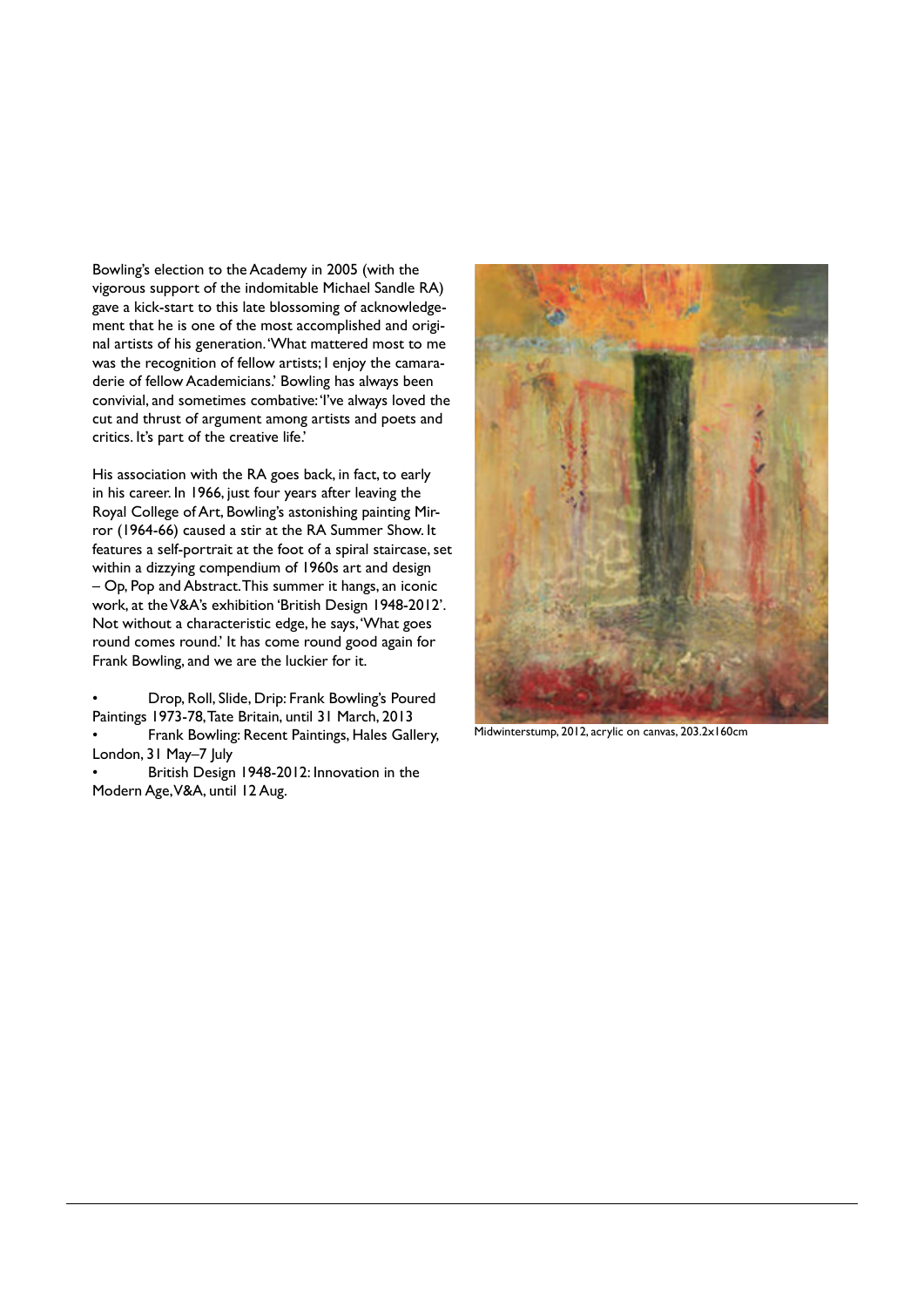Bowling's election to the Academy in 2005 (with the vigorous support of the indomitable Michael Sandle RA) gave a kick-start to this late blossoming of acknowledgement that he is one of the most accomplished and original artists of his generation. 'What mattered most to me was the recognition of fellow artists; I enjoy the camaraderie of fellow Academicians.' Bowling has always been convivial, and sometimes combative: 'I've always loved the cut and thrust of argument among artists and poets and critics. It's part of the creative life.'

His association with the RA goes back, in fact, to early in his career. In 1966, just four years after leaving the Royal College of Art, Bowling's astonishing painting Mirror (1964-66) caused a stir at the RA Summer Show. It features a self-portrait at the foot of a spiral staircase, set within a dizzying compendium of 1960s art and design – Op, Pop and Abstract. This summer it hangs, an iconic work, at the V&A's exhibition 'British Design 1948-2012'. Not without a characteristic edge, he says, 'What goes round comes round.' It has come round good again for Frank Bowling, and we are the luckier for it.

- Drop, Roll, Slide, Drip: Frank Bowling's Poured Paintings 1973-78, Tate Britain, until 31 March, 2013
- Frank Bowling: Recent Paintings, Hales Gallery, London, 31 May–7 July
- British Design 1948-2012: Innovation in the Modern Age, V&A, until 12 Aug.

Midwinterstump, 2012, acrylic on canvas, 203.2x160cm